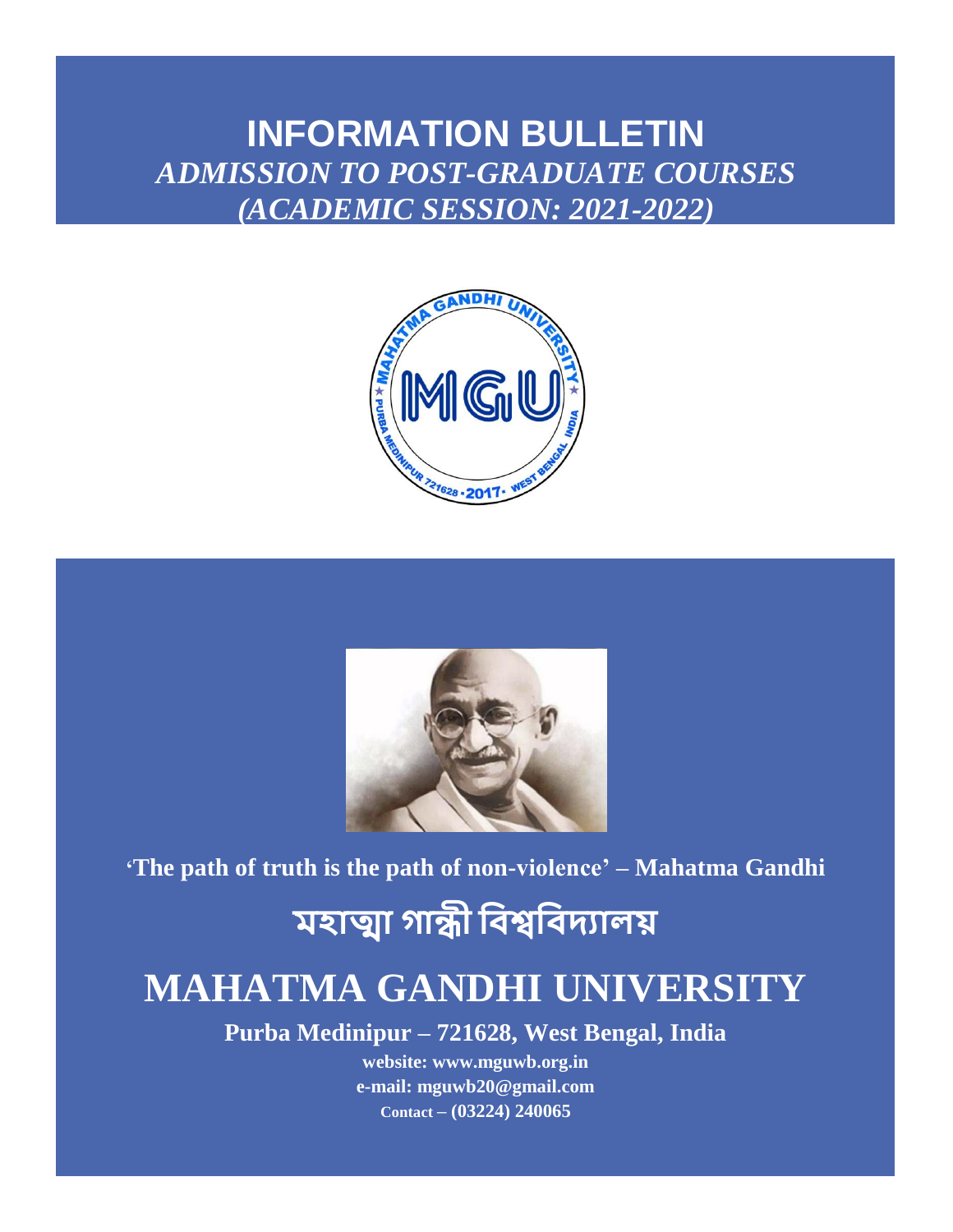# INFORMATION BULLETIN

## *ADMISSION TO POST-GRADUATE COURSES*
## *(ACADEMIC SESSION: 2021-2022)*

**'The path of truth is the path of non-violence' – Mahatma Gandhi**

# মহাত্মা গান্ধী বিশ্ববিদ্যালয়

# MAHATMA GANDHI UNIVERSITY

**Purba Medinipur – 721628, West Bengal, India**

**website: www.mguwb.org.in**

**e-mail: mguwb20@gmail.com**

**Contact – (03224) 240065**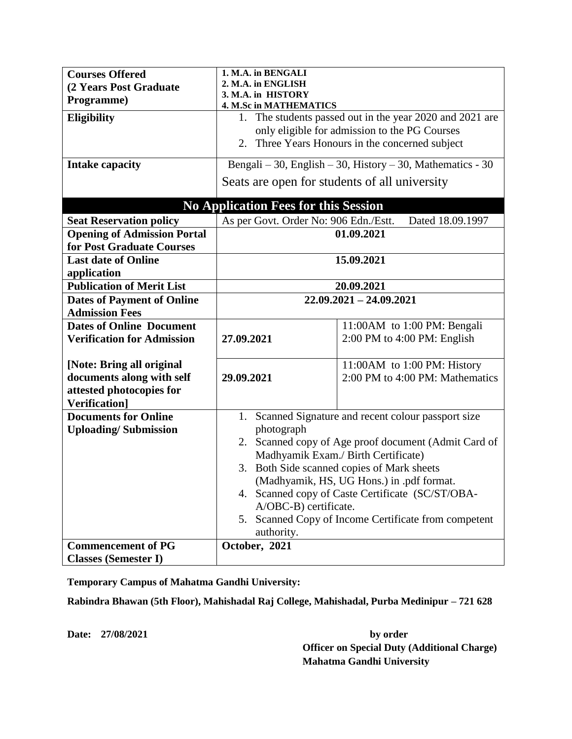| | | |
|---|---|---|
| **Courses Offered (2 Years Post Graduate Programme)** | **1. M.A. in BENGALI**<br>**2. M.A. in ENGLISH**<br>**3. M.A. in HISTORY**<br>**4. M.Sc in MATHEMATICS** | |
| **Eligibility** | 1. The students passed out in the year 2020 and 2021 are only eligible for admission to the PG Courses<br>2. Three Years Honours in the concerned subject | |
| **Intake capacity** | Bengali – 30, English – 30, History – 30, Mathematics - 30<br>Seats are open for students of all university | |
| **No Application Fees for this Session** | | |
| **Seat Reservation policy** | As per Govt. Order No: 906 Edn./Estt. Dated 18.09.1997 | |
| **Opening of Admission Portal for Post Graduate Courses** | **01.09.2021** | |
| **Last date of Online application** | **15.09.2021** | |
| **Publication of Merit List** | **20.09.2021** | |
| **Dates of Payment of Online Admission Fees** | **22.09.2021 – 24.09.2021** | |
| **Dates of Online Document Verification for Admission** | **27.09.2021** | 11:00AM to 1:00 PM: Bengali<br>2:00 PM to 4:00 PM: English |
| **[Note: Bring all original documents along with self attested photocopies for Verification]** | **29.09.2021** | 11:00AM to 1:00 PM: History<br>2:00 PM to 4:00 PM: Mathematics |
| **Documents for Online Uploading/ Submission** | 1. Scanned Signature and recent colour passport size photograph<br>2. Scanned copy of Age proof document (Admit Card of Madhyamik Exam./ Birth Certificate)<br>3. Both Side scanned copies of Mark sheets (Madhyamik, HS, UG Hons.) in .pdf format.<br>4. Scanned copy of Caste Certificate (SC/ST/OBA-A/OBC-B) certificate.<br>5. Scanned Copy of Income Certificate from competent authority. | |
| **Commencement of PG Classes (Semester I)** | **October, 2021** | |

**Temporary Campus of Mahatma Gandhi University:**

**Rabindra Bhawan (5th Floor), Mahishadal Raj College, Mahishadal, Purba Medinipur – 721 628**

**Date: 27/08/2021**

**by order**
**Officer on Special Duty (Additional Charge)**
**Mahatma Gandhi University**